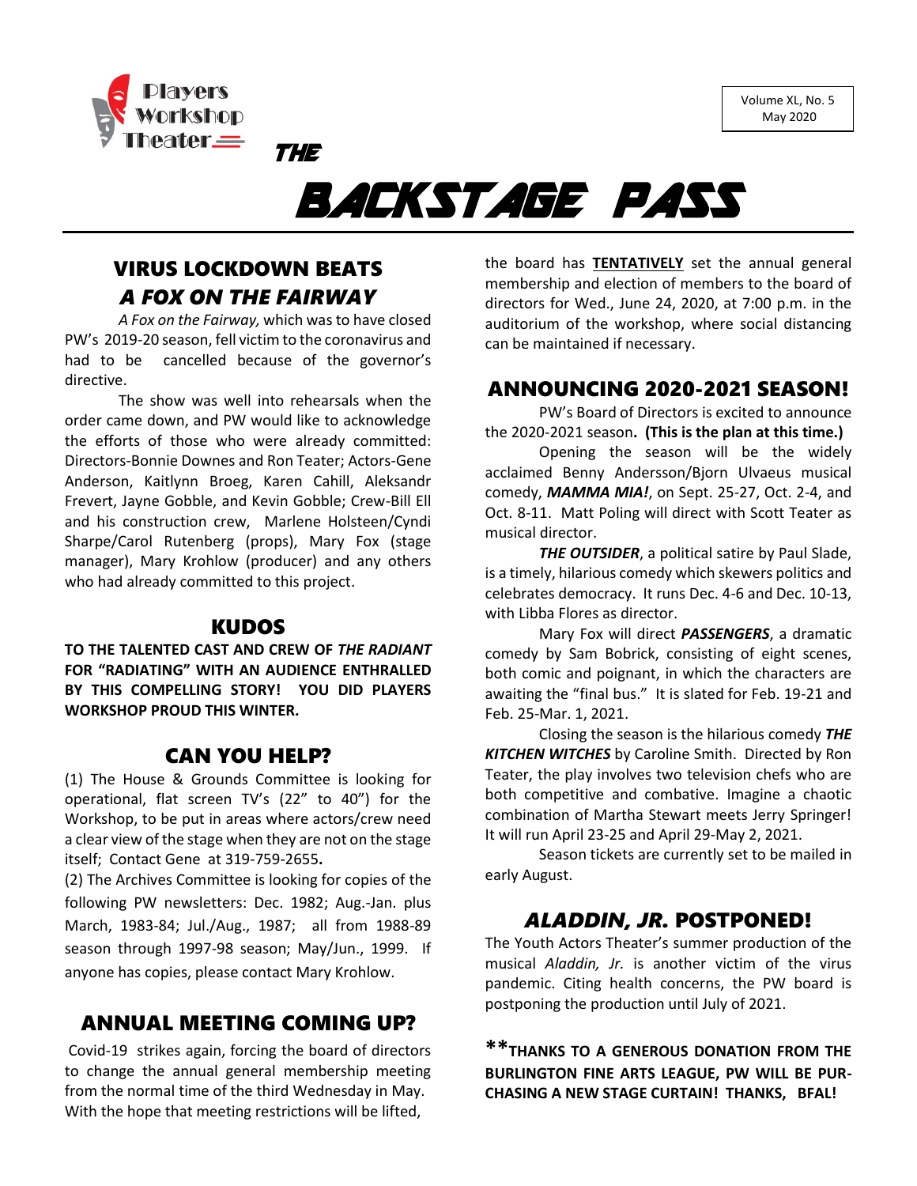Players Workshop Theater

Volume XL, No. 5
May 2020

# THE BACKSTAGE PASS

## VIRUS LOCKDOWN BEATS *A FOX ON THE FAIRWAY*

*A Fox on the Fairway,* which was to have closed PW's 2019-20 season, fell victim to the coronavirus and had to be cancelled because of the governor's directive.

The show was well into rehearsals when the order came down, and PW would like to acknowledge the efforts of those who were already committed: Directors-Bonnie Downes and Ron Teater; Actors-Gene Anderson, Kaitlynn Broeg, Karen Cahill, Aleksandr Frevert, Jayne Gobble, and Kevin Gobble; Crew-Bill Ell and his construction crew, Marlene Holsteen/Cyndi Sharpe/Carol Rutenberg (props), Mary Fox (stage manager), Mary Krohlow (producer) and any others who had already committed to this project.

## KUDOS

**TO THE TALENTED CAST AND CREW OF *THE RADIANT* FOR "RADIATING" WITH AN AUDIENCE ENTHRALLED BY THIS COMPELLING STORY! YOU DID PLAYERS WORKSHOP PROUD THIS WINTER.**

## CAN YOU HELP?

(1) The House & Grounds Committee is looking for operational, flat screen TV's (22" to 40") for the Workshop, to be put in areas where actors/crew need a clear view of the stage when they are not on the stage itself; Contact Gene at 319-759-2655**.**

(2) The Archives Committee is looking for copies of the following PW newsletters: Dec. 1982; Aug.-Jan. plus March, 1983-84; Jul./Aug., 1987; all from 1988-89 season through 1997-98 season; May/Jun., 1999. If anyone has copies, please contact Mary Krohlow.

## ANNUAL MEETING COMING UP?

Covid-19 strikes again, forcing the board of directors to change the annual general membership meeting from the normal time of the third Wednesday in May. With the hope that meeting restrictions will be lifted, the board has **TENTATIVELY** set the annual general membership and election of members to the board of directors for Wed., June 24, 2020, at 7:00 p.m. in the auditorium of the workshop, where social distancing can be maintained if necessary.

## ANNOUNCING 2020-2021 SEASON!

PW's Board of Directors is excited to announce the 2020-2021 season**. (This is the plan at this time.)**

Opening the season will be the widely acclaimed Benny Andersson/Bjorn Ulvaeus musical comedy, ***MAMMA MIA!***, on Sept. 25-27, Oct. 2-4, and Oct. 8-11. Matt Poling will direct with Scott Teater as musical director.

***THE OUTSIDER***, a political satire by Paul Slade, is a timely, hilarious comedy which skewers politics and celebrates democracy. It runs Dec. 4-6 and Dec. 10-13, with Libba Flores as director.

Mary Fox will direct ***PASSENGERS***, a dramatic comedy by Sam Bobrick, consisting of eight scenes, both comic and poignant, in which the characters are awaiting the "final bus." It is slated for Feb. 19-21 and Feb. 25-Mar. 1, 2021.

Closing the season is the hilarious comedy ***THE KITCHEN WITCHES*** by Caroline Smith. Directed by Ron Teater, the play involves two television chefs who are both competitive and combative. Imagine a chaotic combination of Martha Stewart meets Jerry Springer! It will run April 23-25 and April 29-May 2, 2021.

Season tickets are currently set to be mailed in early August.

## *ALADDIN, JR.* POSTPONED!

The Youth Actors Theater's summer production of the musical *Aladdin, Jr.* is another victim of the virus pandemic. Citing health concerns, the PW board is postponing the production until July of 2021.

****THANKS TO A GENEROUS DONATION FROM THE BURLINGTON FINE ARTS LEAGUE, PW WILL BE PURCHASING A NEW STAGE CURTAIN! THANKS, BFAL!**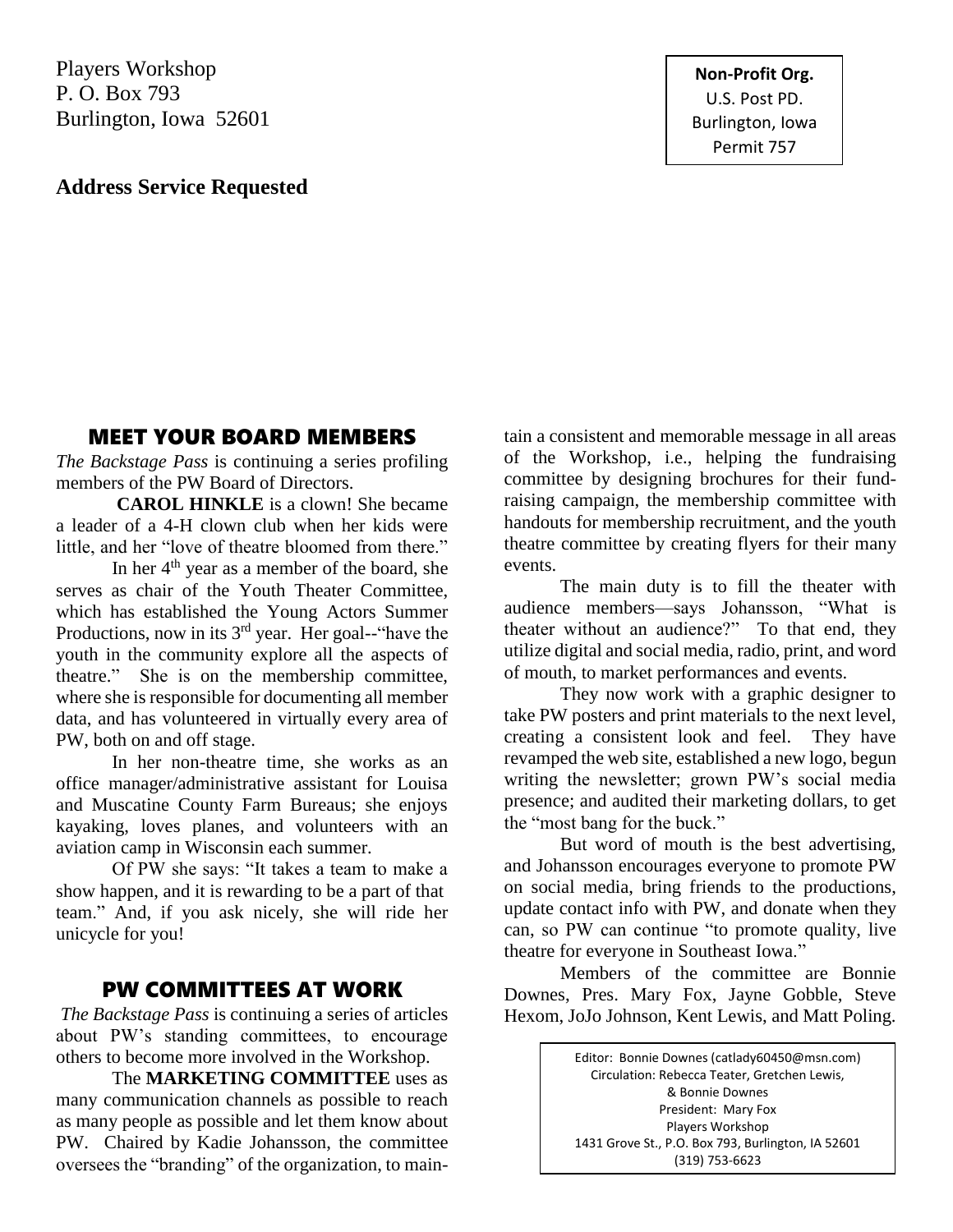Players Workshop
P. O. Box 793
Burlington, Iowa 52601

**Non-Profit Org.**
U.S. Post PD.
Burlington, Iowa
Permit 757

**Address Service Requested**

## MEET YOUR BOARD MEMBERS

*The Backstage Pass* is continuing a series profiling members of the PW Board of Directors.

**CAROL HINKLE** is a clown! She became a leader of a 4-H clown club when her kids were little, and her "love of theatre bloomed from there."

In her 4th year as a member of the board, she serves as chair of the Youth Theater Committee, which has established the Young Actors Summer Productions, now in its 3rd year. Her goal--"have the youth in the community explore all the aspects of theatre." She is on the membership committee, where she is responsible for documenting all member data, and has volunteered in virtually every area of PW, both on and off stage.

In her non-theatre time, she works as an office manager/administrative assistant for Louisa and Muscatine County Farm Bureaus; she enjoys kayaking, loves planes, and volunteers with an aviation camp in Wisconsin each summer.

Of PW she says: "It takes a team to make a show happen, and it is rewarding to be a part of that team." And, if you ask nicely, she will ride her unicycle for you!

## PW COMMITTEES AT WORK

*The Backstage Pass* is continuing a series of articles about PW's standing committees, to encourage others to become more involved in the Workshop.

The **MARKETING COMMITTEE** uses as many communication channels as possible to reach as many people as possible and let them know about PW. Chaired by Kadie Johansson, the committee oversees the "branding" of the organization, to maintain a consistent and memorable message in all areas of the Workshop, i.e., helping the fundraising committee by designing brochures for their fundraising campaign, the membership committee with handouts for membership recruitment, and the youth theatre committee by creating flyers for their many events.

The main duty is to fill the theater with audience members—says Johansson, "What is theater without an audience?" To that end, they utilize digital and social media, radio, print, and word of mouth, to market performances and events.

They now work with a graphic designer to take PW posters and print materials to the next level, creating a consistent look and feel. They have revamped the web site, established a new logo, begun writing the newsletter; grown PW's social media presence; and audited their marketing dollars, to get the "most bang for the buck."

But word of mouth is the best advertising, and Johansson encourages everyone to promote PW on social media, bring friends to the productions, update contact info with PW, and donate when they can, so PW can continue "to promote quality, live theatre for everyone in Southeast Iowa."

Members of the committee are Bonnie Downes, Pres. Mary Fox, Jayne Gobble, Steve Hexom, JoJo Johnson, Kent Lewis, and Matt Poling.

Editor: Bonnie Downes (catlady60450@msn.com)
Circulation: Rebecca Teater, Gretchen Lewis, & Bonnie Downes
President: Mary Fox
Players Workshop
1431 Grove St., P.O. Box 793, Burlington, IA 52601
(319) 753-6623